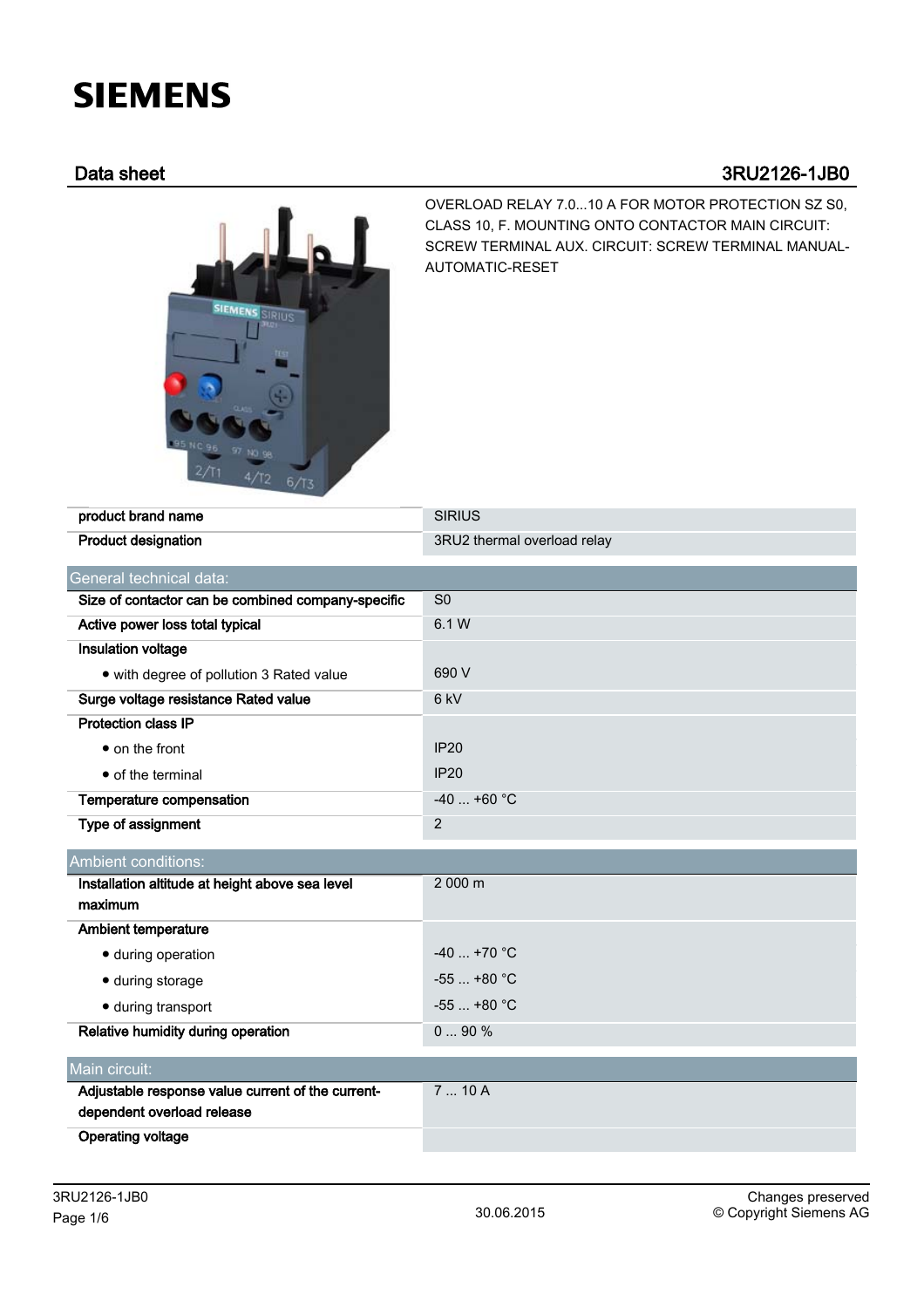# SIEMENS

## Data sheet 3RU2126-1JB0

OVERLOAD RELAY 7.0...10 A FOR MOTOR PROTECTION SZ S0, CLASS 10, F. MOUNTING ONTO CONTACTOR MAIN CIRCUIT: SCREW TERMINAL AUX. CIRCUIT: SCREW TERMINAL MANUAL-AUTOMATIC-RESET

| | |
|---|---|
| **product brand name** | SIRIUS |
| **Product designation** | 3RU2 thermal overload relay |

| General technical data: | |
|---|---|
| **Size of contactor can be combined company-specific** | S0 |
| **Active power loss total typical** | 6.1 W |
| **Insulation voltage** | |
| • with degree of pollution 3 Rated value | 690 V |
| **Surge voltage resistance Rated value** | 6 kV |
| **Protection class IP** | |
| • on the front | IP20 |
| • of the terminal | IP20 |
| **Temperature compensation** | -40 ... +60 °C |
| **Type of assignment** | 2 |

| Ambient conditions: | |
|---|---|
| **Installation altitude at height above sea level maximum** | 2 000 m |
| **Ambient temperature** | |
| • during operation | -40 ... +70 °C |
| • during storage | -55 ... +80 °C |
| • during transport | -55 ... +80 °C |
| **Relative humidity during operation** | 0 ... 90 % |

| Main circuit: | |
|---|---|
| **Adjustable response value current of the current-dependent overload release** | 7 ... 10 A |
| **Operating voltage** | |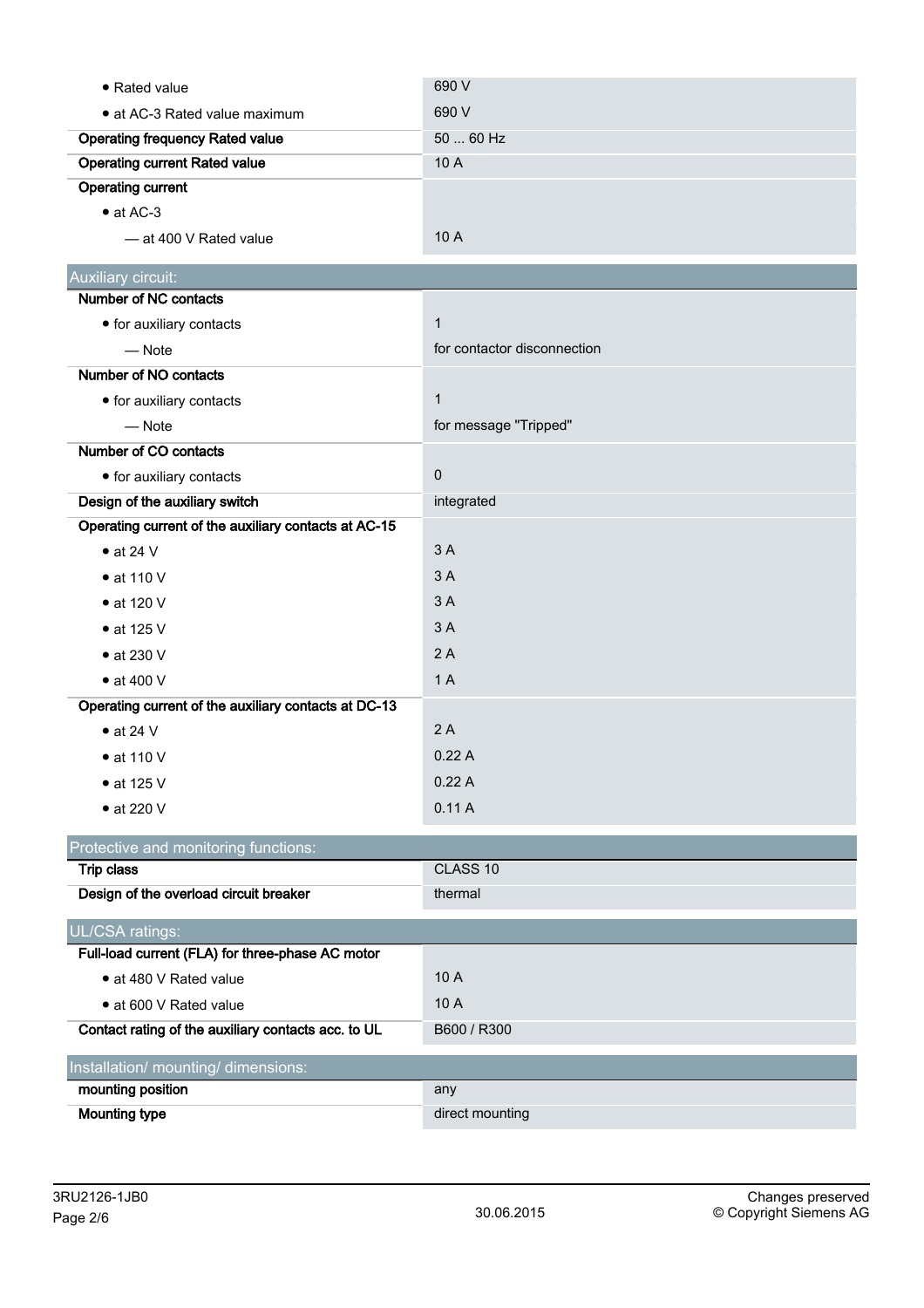| | |
|---|---|
| • Rated value | 690 V |
| • at AC-3 Rated value maximum | 690 V |
| **Operating frequency Rated value** | 50 ... 60 Hz |
| **Operating current Rated value** | 10 A |
| **Operating current** | |
| • at AC-3 | |
| — at 400 V Rated value | 10 A |

## Auxiliary circuit:

| | |
|---|---|
| **Number of NC contacts** | |
| • for auxiliary contacts | 1 |
| — Note | for contactor disconnection |
| **Number of NO contacts** | |
| • for auxiliary contacts | 1 |
| — Note | for message "Tripped" |
| **Number of CO contacts** | |
| • for auxiliary contacts | 0 |
| **Design of the auxiliary switch** | integrated |
| **Operating current of the auxiliary contacts at AC-15** | |
| • at 24 V | 3 A |
| • at 110 V | 3 A |
| • at 120 V | 3 A |
| • at 125 V | 3 A |
| • at 230 V | 2 A |
| • at 400 V | 1 A |
| **Operating current of the auxiliary contacts at DC-13** | |
| • at 24 V | 2 A |
| • at 110 V | 0.22 A |
| • at 125 V | 0.22 A |
| • at 220 V | 0.11 A |

## Protective and monitoring functions:

| | |
|---|---|
| **Trip class** | CLASS 10 |
| **Design of the overload circuit breaker** | thermal |

## UL/CSA ratings:

| | |
|---|---|
| **Full-load current (FLA) for three-phase AC motor** | |
| • at 480 V Rated value | 10 A |
| • at 600 V Rated value | 10 A |
| **Contact rating of the auxiliary contacts acc. to UL** | B600 / R300 |

## Installation/ mounting/ dimensions:

| | |
|---|---|
| **mounting position** | any |
| **Mounting type** | direct mounting |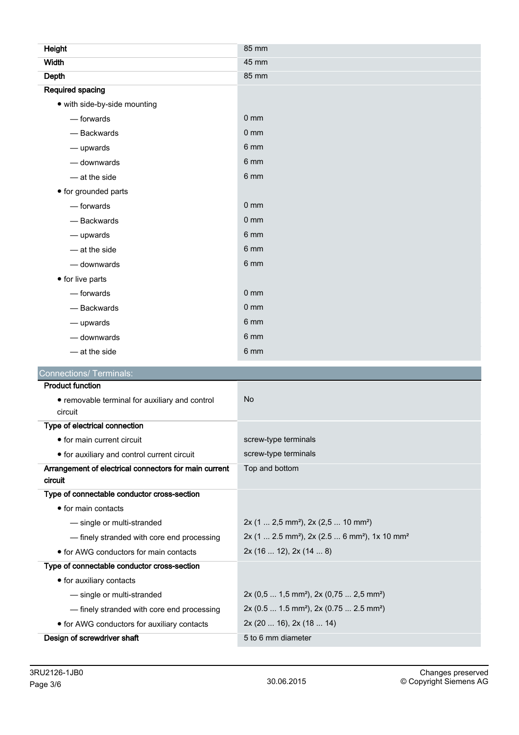| | |
|---|---|
| **Height** | 85 mm |
| **Width** | 45 mm |
| **Depth** | 85 mm |
| **Required spacing** | |
| • with side-by-side mounting | |
| — forwards | 0 mm |
| — Backwards | 0 mm |
| — upwards | 6 mm |
| — downwards | 6 mm |
| — at the side | 6 mm |
| • for grounded parts | |
| — forwards | 0 mm |
| — Backwards | 0 mm |
| — upwards | 6 mm |
| — at the side | 6 mm |
| — downwards | 6 mm |
| • for live parts | |
| — forwards | 0 mm |
| — Backwards | 0 mm |
| — upwards | 6 mm |
| — downwards | 6 mm |
| — at the side | 6 mm |

## Connections/ Terminals:

| | |
|---|---|
| **Product function** | |
| • removable terminal for auxiliary and control circuit | No |
| **Type of electrical connection** | |
| • for main current circuit | screw-type terminals |
| • for auxiliary and control current circuit | screw-type terminals |
| **Arrangement of electrical connectors for main current circuit** | Top and bottom |
| **Type of connectable conductor cross-section** | |
| • for main contacts | |
| — single or multi-stranded | 2x (1 ... 2,5 mm²), 2x (2,5 ... 10 mm²) |
| — finely stranded with core end processing | 2x (1 ... 2.5 mm²), 2x (2.5 ... 6 mm²), 1x 10 mm² |
| • for AWG conductors for main contacts | 2x (16 ... 12), 2x (14 ... 8) |
| **Type of connectable conductor cross-section** | |
| • for auxiliary contacts | |
| — single or multi-stranded | 2x (0,5 ... 1,5 mm²), 2x (0,75 ... 2,5 mm²) |
| — finely stranded with core end processing | 2x (0.5 ... 1.5 mm²), 2x (0.75 ... 2.5 mm²) |
| • for AWG conductors for auxiliary contacts | 2x (20 ... 16), 2x (18 ... 14) |
| **Design of screwdriver shaft** | 5 to 6 mm diameter |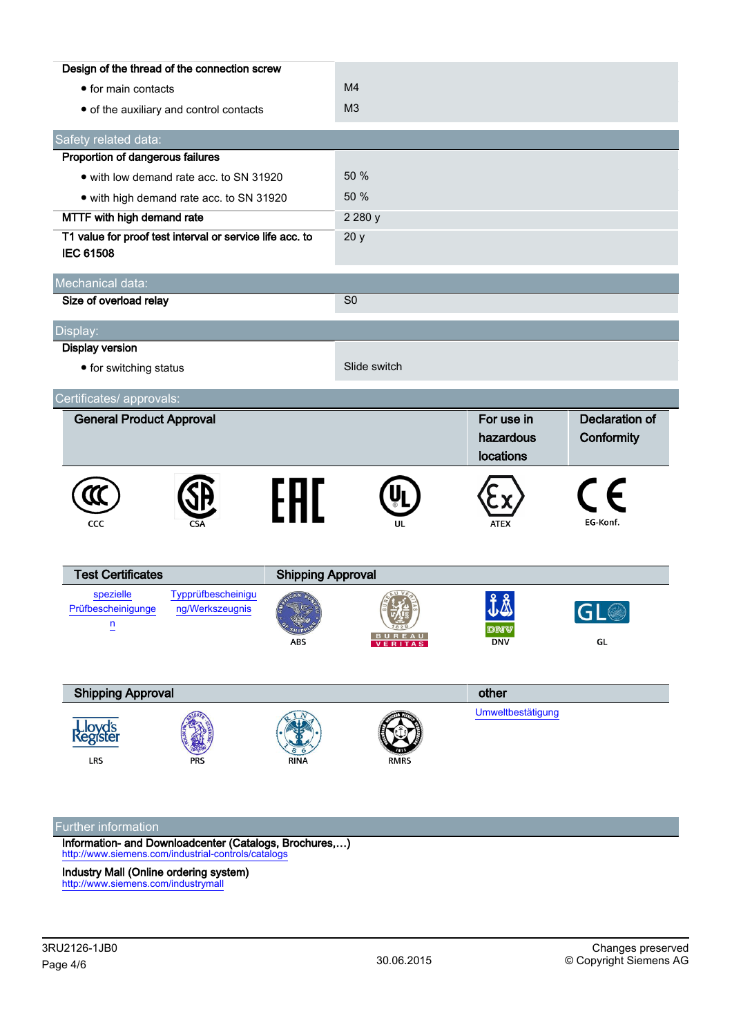| | |
|---|---|
| **Design of the thread of the connection screw** | |
| • for main contacts | M4 |
| • of the auxiliary and control contacts | M3 |

## Safety related data:

| | |
|---|---|
| **Proportion of dangerous failures** | |
| • with low demand rate acc. to SN 31920 | 50 % |
| • with high demand rate acc. to SN 31920 | 50 % |
| **MTTF with high demand rate** | 2 280 y |
| **T1 value for proof test interval or service life acc. to IEC 61508** | 20 y |

## Mechanical data:

| | |
|---|---|
| **Size of overload relay** | S0 |

## Display:

| | |
|---|---|
| **Display version** | |
| • for switching status | Slide switch |

## Certificates/ approvals:

| General Product Approval | | | | For use in hazardous locations | Declaration of Conformity |
|---|---|---|---|---|---|
| CCC | CSA | | UL | ATEX | EG-Konf. |

| Test Certificates | | Shipping Approval | | | |
|---|---|---|---|---|---|
| spezielle Prüfbescheinigungen | Typprüfbescheinigung/Werkszeugnis | ABS | BUREAU VERITAS | DNV | GL |

| Shipping Approval | | | | other |
|---|---|---|---|---|
| LRS | PRS | RINA | RMRS | Umweltbestätigung |

## Further information

**Information- and Downloadcenter (Catalogs, Brochures,…)**
http://www.siemens.com/industrial-controls/catalogs

**Industry Mall (Online ordering system)**
http://www.siemens.com/industrymall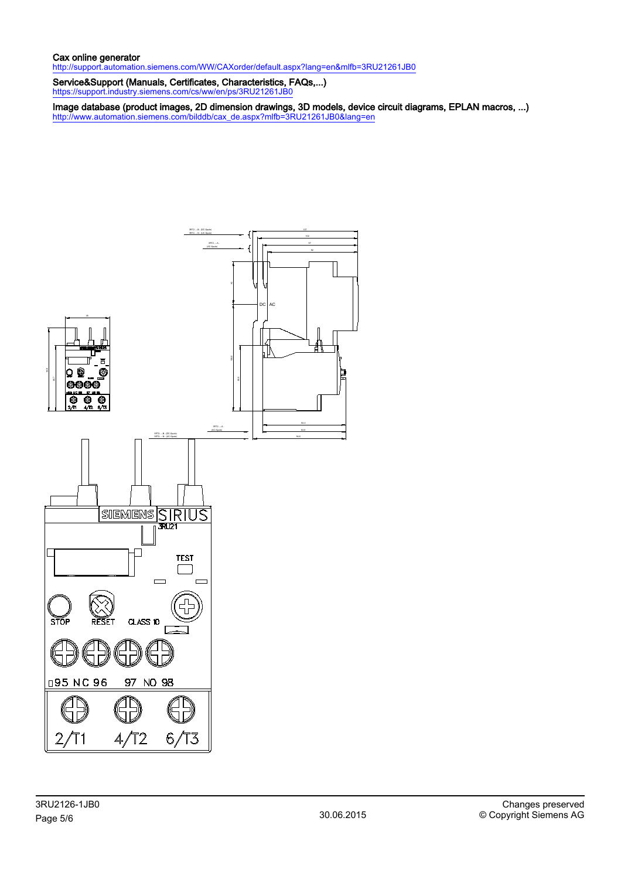**Cax online generator**
http://support.automation.siemens.com/WW/CAXorder/default.aspx?lang=en&mlfb=3RU21261JB0

**Service&Support (Manuals, Certificates, Characteristics, FAQs,...)**
https://support.industry.siemens.com/cs/ww/en/ps/3RU21261JB0

**Image database (product images, 2D dimension drawings, 3D models, device circuit diagrams, EPLAN macros, ...)**
http://www.automation.siemens.com/bilddb/cax_de.aspx?mlfb=3RU21261JB0&lang=en

3RU2126-1JB0

30.06.2015

Changes preserved
© Copyright Siemens AG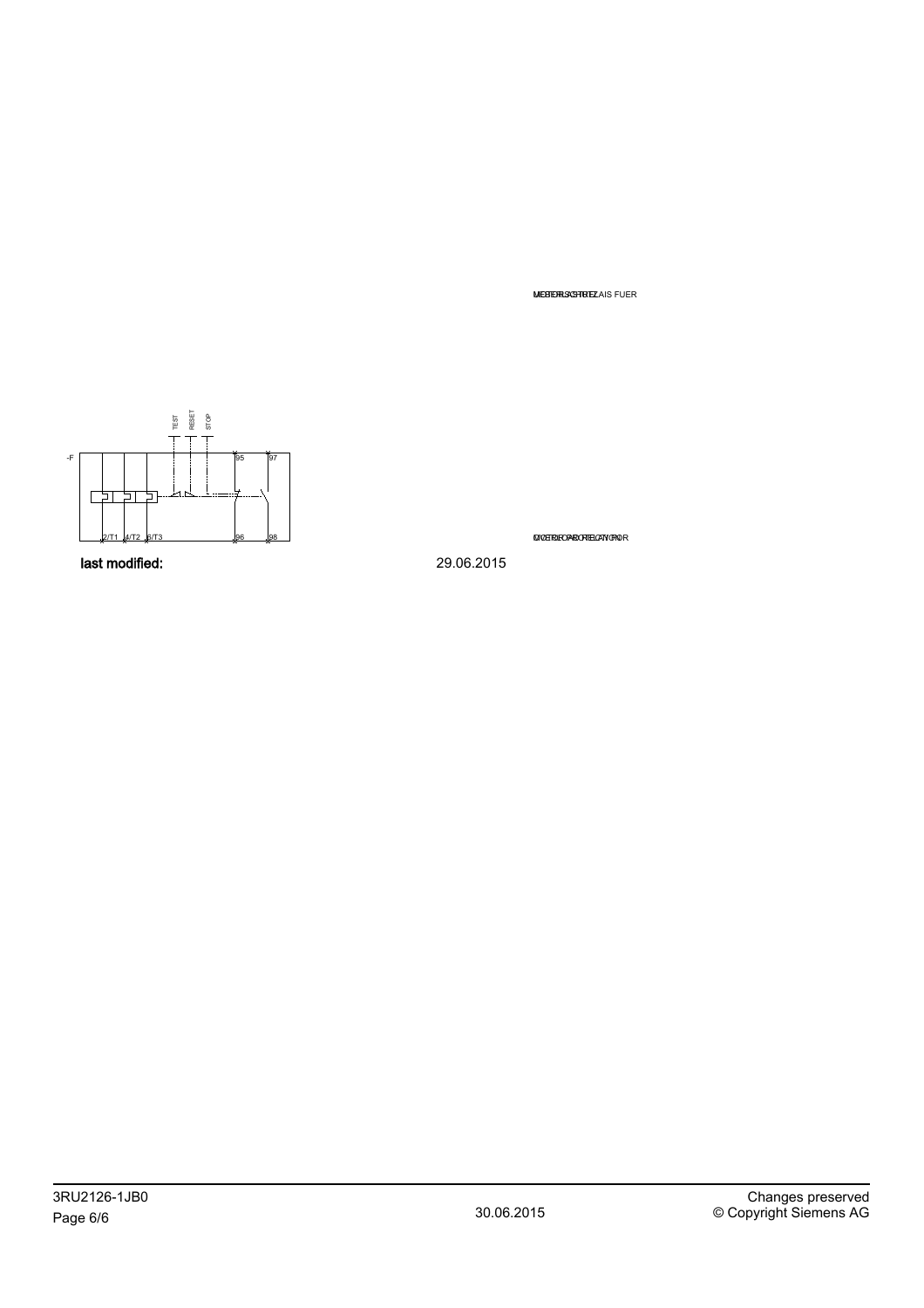MOTORSCHUTZRELAIS FUER

-F

TEST RESET STOP

95 97

2/T1 4/T2 6/T3 96 98

OVERLOAD RELAY FOR

**last modified:** 29.06.2015